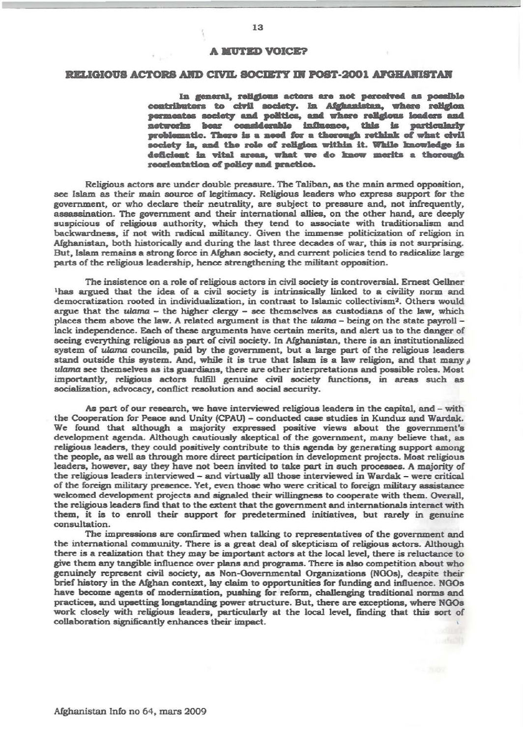# A MUTED VOICE?

## RELIGIOUS ACTORS AND CIVIL SOCIETY IN POST-2001 AFGHANISTAN

**In general, religious actors are not perceived as possible contributors to civil society. In Afghanistan, where religion permeates society and politics, and where religious leaders and networks bear considerable influence, this is particularly problematic. There is a need for a thorough rethink of what civil society is, and the role of religion within it. While knowledge is deficient in vital areas, what we do know merits a thorough reorientation of policy and practice.**

Religious actors are under double pressure. The Taliban, as the main armed opposition, see Islam as their main source of legitimacy. Religious leaders who express support for the government, or who declare their neutrality, are subject to pressure and, not infrequently, assassination. The government and their international allies, on the other hand, are deeply suspicious of religious authority, which they tend to associate with traditionalism and backwardness, if not with radical militancy. Given the immense politicization of religion in Afghanistan, both historically and during the last three decades of war, this is not surprising. But, Islam remains a strong force in Afghan society, and current policies tend to radicalize large parts of the religious leadership, hence strengthening the militant opposition.

The insistence on a role of religious actors in civil society is controversial. Ernest Gellner [1]has argued that the idea of a civil society is intrinsically linked to a civility norm and democratization rooted in individualization, in contrast to Islamic collectivism[2]. Others would argue that the *ulama* – the higher clergy – see themselves as custodians of the law, which places them above the law. A related argument is that the *ulama* – being on the state payroll – lack independence. Each of these arguments have certain merits, and alert us to the danger of seeing everything religious as part of civil society. In Afghanistan, there is an institutionalized system of *ulama* councils, paid by the government, but a large part of the religious leaders stand outside this system. And, while it is true that Islam is a law religion, and that many *ulama* see themselves as its guardians, there are other interpretations and possible roles. Most importantly, religious actors fulfill genuine civil society functions, in areas such as socialization, advocacy, conflict resolution and social security.

As part of our research, we have interviewed religious leaders in the capital, and – with the Cooperation for Peace and Unity (CPAU) – conducted case studies in Kunduz and Wardak. We found that although a majority expressed positive views about the government's development agenda. Although cautiously skeptical of the government, many believe that, as religious leaders, they could positively contribute to this agenda by generating support among the people, as well as through more direct participation in development projects. Most religious leaders, however, say they have not been invited to take part in such processes. A majority of the religious leaders interviewed – and virtually all those interviewed in Wardak – were critical of the foreign military presence. Yet, even those who were critical to foreign military assistance welcomed development projects and signaled their willingness to cooperate with them. Overall, the religious leaders find that to the extent that the government and internationals interact with them, it is to enroll their support for predetermined initiatives, but rarely in genuine consultation.

The impressions are confirmed when talking to representatives of the government and the international community. There is a great deal of skepticism of religious actors. Although there is a realization that they may be important actors at the local level, there is reluctance to give them any tangible influence over plans and programs. There is also competition about who genuinely represent civil society, as Non-Governmental Organizations (NGOs), despite their brief history in the Afghan context, lay claim to opportunities for funding and influence. NGOs have become agents of modernization, pushing for reform, challenging traditional norms and practices, and upsetting longstanding power structure. But, there are exceptions, where NGOs work closely with religious leaders, particularly at the local level, finding that this sort of collaboration significantly enhances their impact.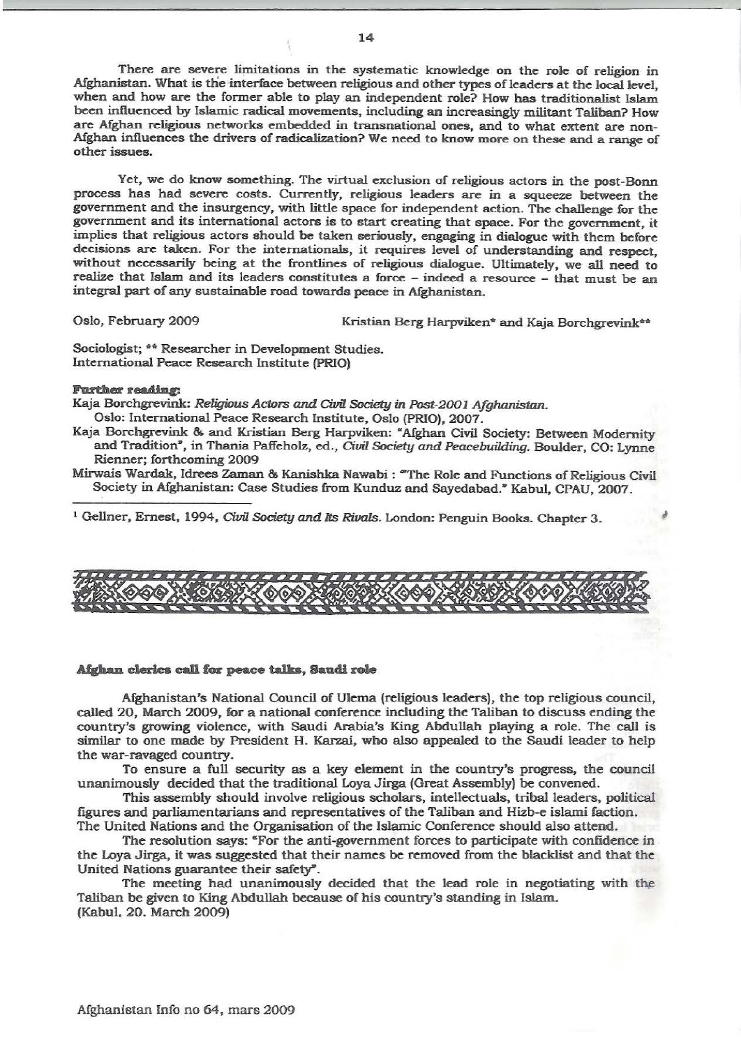There are severe limitations in the systematic knowledge on the role of religion in Afghanistan. What is the interface between religious and other types of leaders at the local level, when and how are the former able to play an independent role? How has traditionalist Islam been influenced by Islamic radical movements, including an increasingly militant Taliban? How are Afghan religious networks embedded in transnational ones, and to what extent are non-Afghan influences the drivers of radicalization? We need to know more on these and a range of other issues.

Yet, we do know something. The virtual exclusion of religious actors in the post-Bonn process has had severe costs. Currently, religious leaders are in a squeeze between the government and the insurgency, with little space for independent action. The challenge for the government and its international actors is to start creating that space. For the government, it implies that religious actors should be taken seriously, engaging in dialogue with them before decisions are taken. For the internationals, it requires level of understanding and respect, without necessarily being at the frontlines of religious dialogue. Ultimately, we all need to realize that Islam and its leaders constitutes a force – indeed a resource – that must be an integral part of any sustainable road towards peace in Afghanistan.

Oslo, February 2009 Kristian Berg Harpviken* and Kaja Borchgrevink**

Sociologist; ** Researcher in Development Studies.
International Peace Research Institute (PRIO)

**Further reading:**

Kaja Borchgrevink: *Religious Actors and Civil Society in Post-2001 Afghanistan*. Oslo: International Peace Research Institute, Oslo (PRIO), 2007.

Kaja Borchgrevink & and Kristian Berg Harpviken: "Afghan Civil Society: Between Modernity and Tradition", in Thania Paffeholz, ed., *Civil Society and Peacebuilding*. Boulder, CO: Lynne Rienner; forthcoming 2009

Mirwais Wardak, Idrees Zaman & Kanishka Nawabi : "The Role and Functions of Religious Civil Society in Afghanistan: Case Studies from Kunduz and Sayedabad." Kabul, CPAU, 2007.

[1] Gellner, Ernest, 1994, *Civil Society and Its Rivals*. London: Penguin Books. Chapter 3.

## Afghan clerics call for peace talks, Saudi role

Afghanistan's National Council of Ulema (religious leaders), the top religious council, called 20, March 2009, for a national conference including the Taliban to discuss ending the country's growing violence, with Saudi Arabia's King Abdullah playing a role. The call is similar to one made by President H. Karzai, who also appealed to the Saudi leader to help the war-ravaged country.

To ensure a full security as a key element in the country's progress, the council unanimously decided that the traditional Loya Jirga (Great Assembly) be convened.

This assembly should involve religious scholars, intellectuals, tribal leaders, political figures and parliamentarians and representatives of the Taliban and Hizb-e islami faction. The United Nations and the Organisation of the Islamic Conference should also attend.

The resolution says: "For the anti-government forces to participate with confidence in the Loya Jirga, it was suggested that their names be removed from the blacklist and that the United Nations guarantee their safety".

The meeting had unanimously decided that the lead role in negotiating with the Taliban be given to King Abdullah because of his country's standing in Islam.
(Kabul, 20. March 2009)